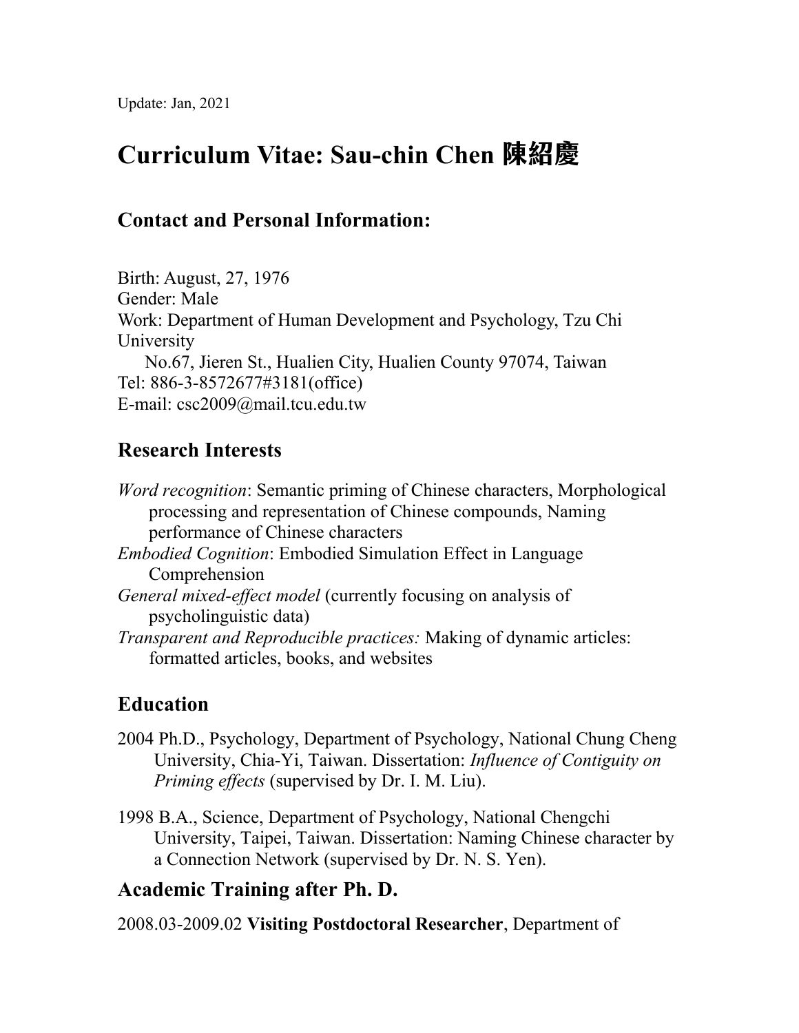Update: Jan, 2021

# Curriculum Vitae: Sau-chin Chen 陳紹慶

## Contact and Personal Information:

Birth: August, 27, 1976
Gender: Male
Work: Department of Human Development and Psychology, Tzu Chi University
No.67, Jieren St., Hualien City, Hualien County 97074, Taiwan
Tel: 886-3-8572677#3181(office)
E-mail: csc2009@mail.tcu.edu.tw

## Research Interests

*Word recognition*: Semantic priming of Chinese characters, Morphological processing and representation of Chinese compounds, Naming performance of Chinese characters
*Embodied Cognition*: Embodied Simulation Effect in Language Comprehension
*General mixed-effect model* (currently focusing on analysis of psycholinguistic data)
*Transparent and Reproducible practices:* Making of dynamic articles: formatted articles, books, and websites

## Education

2004 Ph.D., Psychology, Department of Psychology, National Chung Cheng University, Chia-Yi, Taiwan. Dissertation: *Influence of Contiguity on Priming effects* (supervised by Dr. I. M. Liu).

1998 B.A., Science, Department of Psychology, National Chengchi University, Taipei, Taiwan. Dissertation: Naming Chinese character by a Connection Network (supervised by Dr. N. S. Yen).

## Academic Training after Ph. D.

2008.03-2009.02 **Visiting Postdoctoral Researcher**, Department of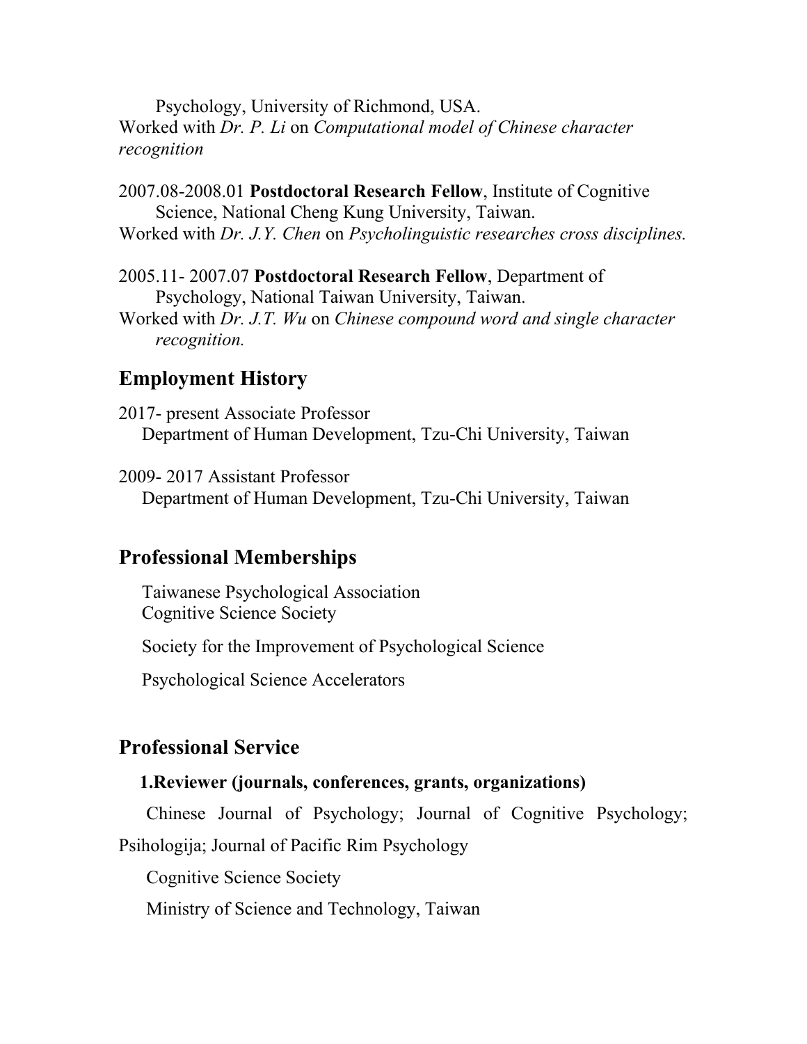Psychology, University of Richmond, USA.
Worked with *Dr. P. Li* on *Computational model of Chinese character recognition*

2007.08-2008.01 **Postdoctoral Research Fellow**, Institute of Cognitive Science, National Cheng Kung University, Taiwan.
Worked with *Dr. J.Y. Chen* on *Psycholinguistic researches cross disciplines.*

2005.11- 2007.07 **Postdoctoral Research Fellow**, Department of Psychology, National Taiwan University, Taiwan.
Worked with *Dr. J.T. Wu* on *Chinese compound word and single character recognition.*

## Employment History

2017- present Associate Professor
Department of Human Development, Tzu-Chi University, Taiwan

2009- 2017 Assistant Professor
Department of Human Development, Tzu-Chi University, Taiwan

## Professional Memberships

Taiwanese Psychological Association
Cognitive Science Society

Society for the Improvement of Psychological Science

Psychological Science Accelerators

## Professional Service

### 1.Reviewer (journals, conferences, grants, organizations)

Chinese Journal of Psychology; Journal of Cognitive Psychology; Psihologija; Journal of Pacific Rim Psychology

Cognitive Science Society

Ministry of Science and Technology, Taiwan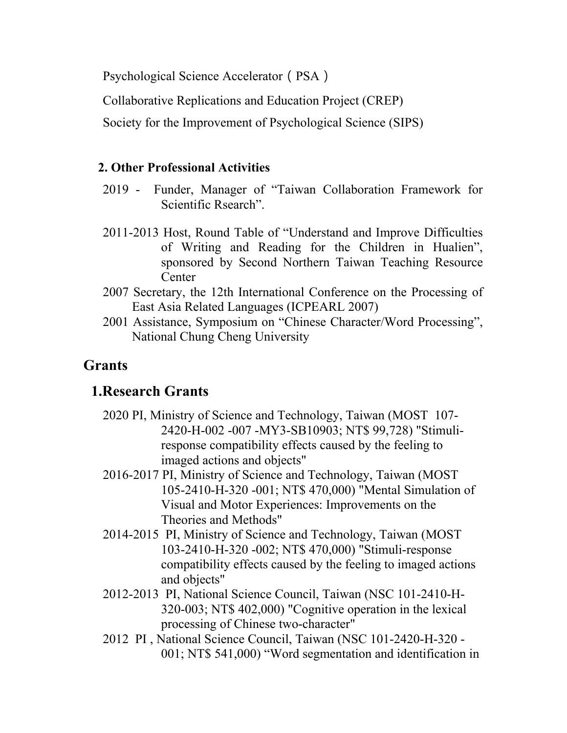Psychological Science Accelerator（PSA）

Collaborative Replications and Education Project (CREP)

Society for the Improvement of Psychological Science (SIPS)

**2. Other Professional Activities**

2019 - Funder, Manager of “Taiwan Collaboration Framework for Scientific Rsearch”.

2011-2013 Host, Round Table of “Understand and Improve Difficulties of Writing and Reading for the Children in Hualien”, sponsored by Second Northern Taiwan Teaching Resource Center

2007 Secretary, the 12th International Conference on the Processing of East Asia Related Languages (ICPEARL 2007)

2001 Assistance, Symposium on “Chinese Character/Word Processing”, National Chung Cheng University

## Grants

### 1.Research Grants

2020 PI, Ministry of Science and Technology, Taiwan (MOST 107-2420-H-002 -007 -MY3-SB10903; NT$ 99,728) "Stimuli-response compatibility effects caused by the feeling to imaged actions and objects"

2016-2017 PI, Ministry of Science and Technology, Taiwan (MOST 105-2410-H-320 -001; NT$ 470,000) "Mental Simulation of Visual and Motor Experiences: Improvements on the Theories and Methods"

2014-2015 PI, Ministry of Science and Technology, Taiwan (MOST 103-2410-H-320 -002; NT$ 470,000) "Stimuli-response compatibility effects caused by the feeling to imaged actions and objects"

2012-2013 PI, National Science Council, Taiwan (NSC 101-2410-H-320-003; NT$ 402,000) "Cognitive operation in the lexical processing of Chinese two-character"

2012 PI , National Science Council, Taiwan (NSC 101-2420-H-320 -001; NT$ 541,000) “Word segmentation and identification in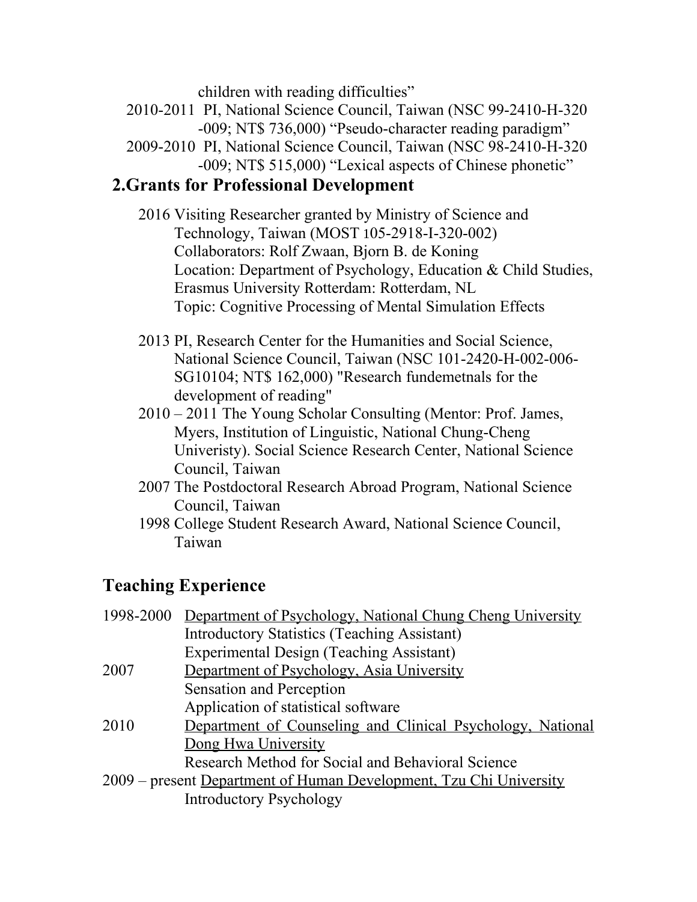children with reading difficulties"

2010-2011 PI, National Science Council, Taiwan (NSC 99-2410-H-320-009; NT$ 736,000) "Pseudo-character reading paradigm"

2009-2010 PI, National Science Council, Taiwan (NSC 98-2410-H-320-009; NT$ 515,000) "Lexical aspects of Chinese phonetic"

### 2.Grants for Professional Development

2016 Visiting Researcher granted by Ministry of Science and Technology, Taiwan (MOST 105-2918-I-320-002)
Collaborators: Rolf Zwaan, Bjorn B. de Koning
Location: Department of Psychology, Education & Child Studies, Erasmus University Rotterdam: Rotterdam, NL
Topic: Cognitive Processing of Mental Simulation Effects

2013 PI, Research Center for the Humanities and Social Science, National Science Council, Taiwan (NSC 101-2420-H-002-006-SG10104; NT$ 162,000) "Research fundemetnals for the development of reading"

2010 – 2011 The Young Scholar Consulting (Mentor: Prof. James, Myers, Institution of Linguistic, National Chung-Cheng Univeristy). Social Science Research Center, National Science Council, Taiwan

2007 The Postdoctoral Research Abroad Program, National Science Council, Taiwan

1998 College Student Research Award, National Science Council, Taiwan

## Teaching Experience

1998-2000 Department of Psychology, National Chung Cheng University
Introductory Statistics (Teaching Assistant)
Experimental Design (Teaching Assistant)

2007 Department of Psychology, Asia University
Sensation and Perception
Application of statistical software

2010 Department of Counseling and Clinical Psychology, National Dong Hwa University
Research Method for Social and Behavioral Science

2009 – present Department of Human Development, Tzu Chi University
Introductory Psychology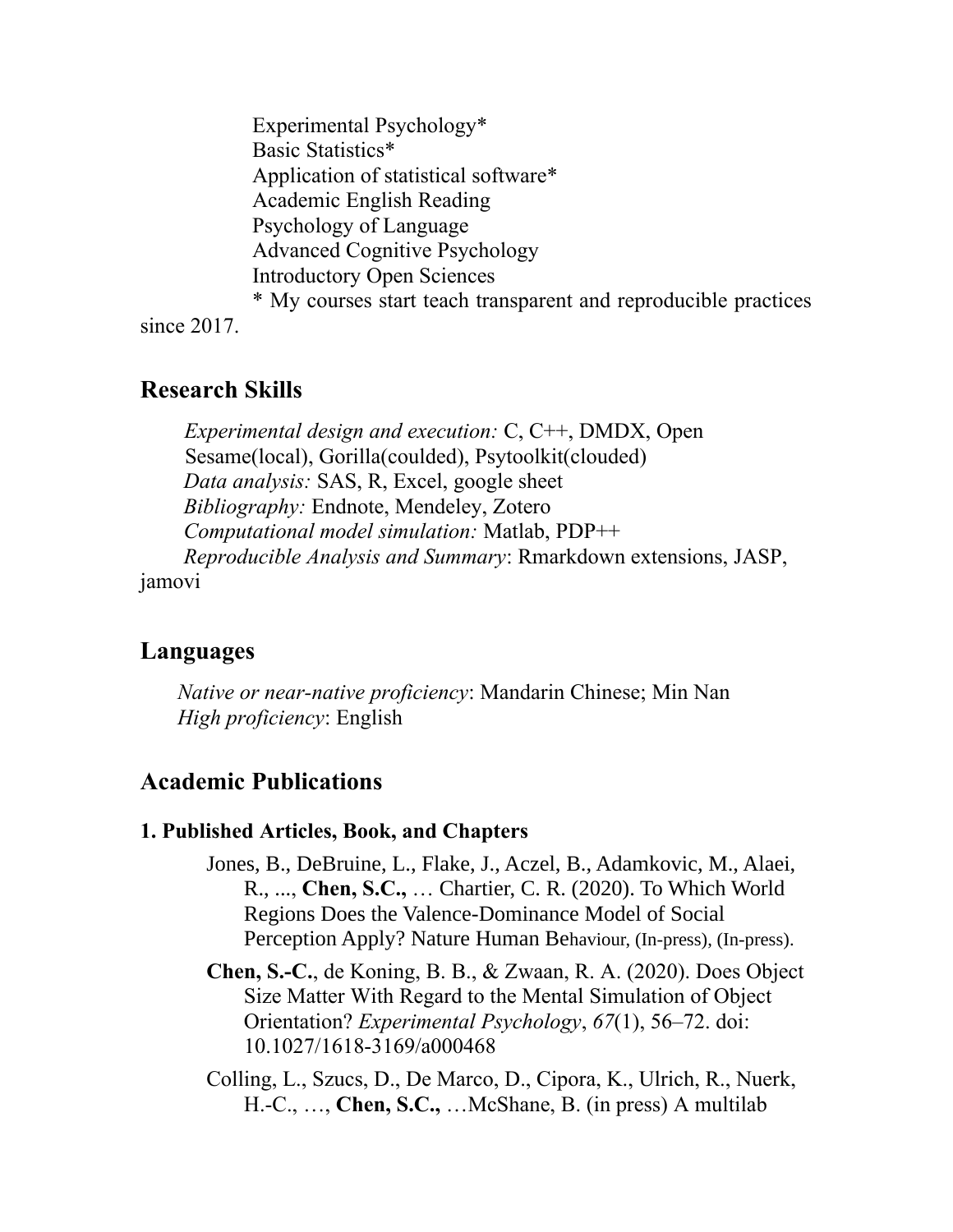Experimental Psychology*
Basic Statistics*
Application of statistical software*
Academic English Reading
Psychology of Language
Advanced Cognitive Psychology
Introductory Open Sciences
* My courses start teach transparent and reproducible practices since 2017.

## Research Skills

*Experimental design and execution:* C, C++, DMDX, Open Sesame(local), Gorilla(coulded), Psytoolkit(clouded)
*Data analysis:* SAS, R, Excel, google sheet
*Bibliography:* Endnote, Mendeley, Zotero
*Computational model simulation:* Matlab, PDP++
*Reproducible Analysis and Summary*: Rmarkdown extensions, JASP, jamovi

## Languages

*Native or near-native proficiency*: Mandarin Chinese; Min Nan
*High proficiency*: English

## Academic Publications

### 1. Published Articles, Book, and Chapters

Jones, B., DeBruine, L., Flake, J., Aczel, B., Adamkovic, M., Alaei, R., ..., **Chen, S.C.,** … Chartier, C. R. (2020). To Which World Regions Does the Valence-Dominance Model of Social Perception Apply? Nature Human Behaviour, (In-press), (In-press).

**Chen, S.-C.**, de Koning, B. B., & Zwaan, R. A. (2020). Does Object Size Matter With Regard to the Mental Simulation of Object Orientation? *Experimental Psychology*, *67*(1), 56–72. doi: 10.1027/1618-3169/a000468

Colling, L., Szucs, D., De Marco, D., Cipora, K., Ulrich, R., Nuerk, H.-C., …, **Chen, S.C.,** …McShane, B. (in press) A multilab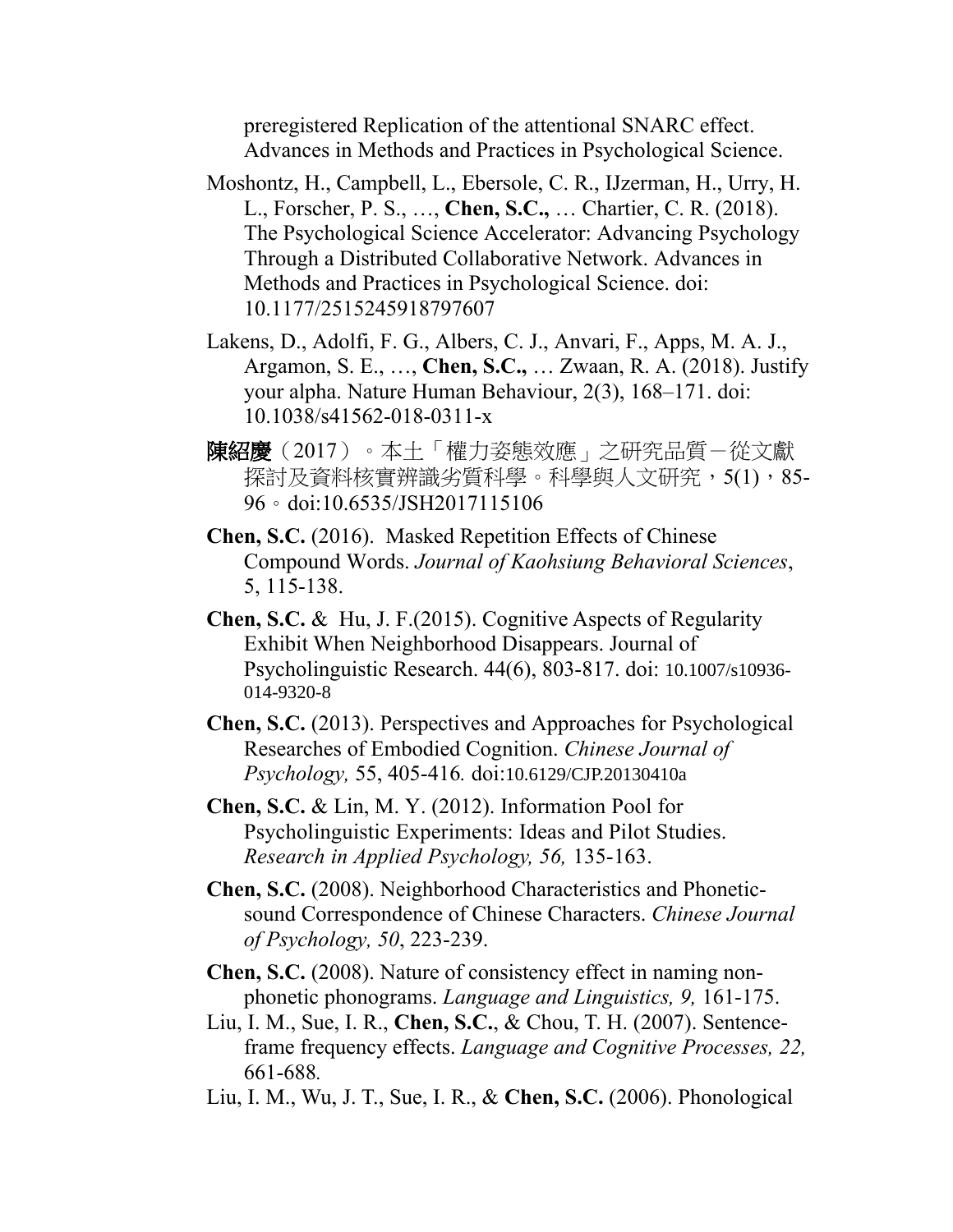preregistered Replication of the attentional SNARC effect. Advances in Methods and Practices in Psychological Science.

Moshontz, H., Campbell, L., Ebersole, C. R., IJzerman, H., Urry, H. L., Forscher, P. S., …, **Chen, S.C.,** … Chartier, C. R. (2018). The Psychological Science Accelerator: Advancing Psychology Through a Distributed Collaborative Network. Advances in Methods and Practices in Psychological Science. doi: 10.1177/2515245918797607

Lakens, D., Adolfi, F. G., Albers, C. J., Anvari, F., Apps, M. A. J., Argamon, S. E., …, **Chen, S.C.,** … Zwaan, R. A. (2018). Justify your alpha. Nature Human Behaviour, 2(3), 168–171. doi: 10.1038/s41562-018-0311-x

**陳紹慶**（2017）。本土「權力姿態效應」之研究品質－從文獻探討及資料核實辨識劣質科學。科學與人文研究，5(1)，85-96。doi:10.6535/JSH2017115106

**Chen, S.C.** (2016). Masked Repetition Effects of Chinese Compound Words. *Journal of Kaohsiung Behavioral Sciences*, 5, 115-138.

**Chen, S.C.** & Hu, J. F.(2015). Cognitive Aspects of Regularity Exhibit When Neighborhood Disappears. Journal of Psycholinguistic Research. 44(6), 803-817. doi: 10.1007/s10936-014-9320-8

**Chen, S.C.** (2013). Perspectives and Approaches for Psychological Researches of Embodied Cognition. *Chinese Journal of Psychology,* 55, 405-416. doi:10.6129/CJP.20130410a

**Chen, S.C.** & Lin, M. Y. (2012). Information Pool for Psycholinguistic Experiments: Ideas and Pilot Studies. *Research in Applied Psychology, 56,* 135-163.

**Chen, S.C.** (2008). Neighborhood Characteristics and Phonetic-sound Correspondence of Chinese Characters. *Chinese Journal of Psychology, 50*, 223-239.

**Chen, S.C.** (2008). Nature of consistency effect in naming non-phonetic phonograms. *Language and Linguistics, 9,* 161-175.

Liu, I. M., Sue, I. R., **Chen, S.C.**, & Chou, T. H. (2007). Sentence-frame frequency effects. *Language and Cognitive Processes, 22,* 661-688.

Liu, I. M., Wu, J. T., Sue, I. R., & **Chen, S.C.** (2006). Phonological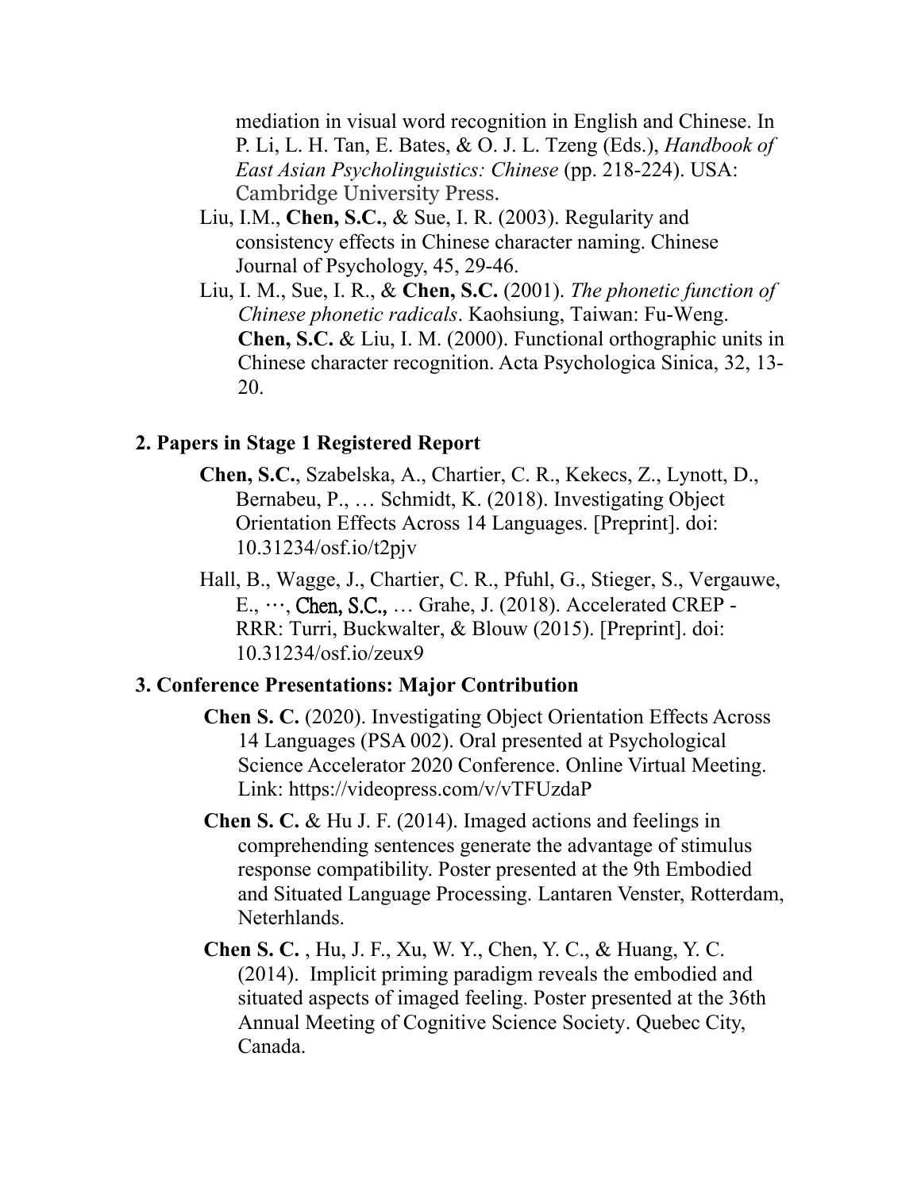mediation in visual word recognition in English and Chinese. In P. Li, L. H. Tan, E. Bates, & O. J. L. Tzeng (Eds.), *Handbook of East Asian Psycholinguistics: Chinese* (pp. 218-224). USA: Cambridge University Press.

Liu, I.M., **Chen, S.C.**, & Sue, I. R. (2003). Regularity and consistency effects in Chinese character naming. Chinese Journal of Psychology, 45, 29-46.

Liu, I. M., Sue, I. R., & **Chen, S.C.** (2001). *The phonetic function of Chinese phonetic radicals*. Kaohsiung, Taiwan: Fu-Weng.

**Chen, S.C.** & Liu, I. M. (2000). Functional orthographic units in Chinese character recognition. Acta Psychologica Sinica, 32, 13-20.

### 2. Papers in Stage 1 Registered Report

**Chen, S.C.**, Szabelska, A., Chartier, C. R., Kekecs, Z., Lynott, D., Bernabeu, P., … Schmidt, K. (2018). Investigating Object Orientation Effects Across 14 Languages. [Preprint]. doi: 10.31234/osf.io/t2pjv

Hall, B., Wagge, J., Chartier, C. R., Pfuhl, G., Stieger, S., Vergauwe, E., ⋯, **Chen, S.C.,** … Grahe, J. (2018). Accelerated CREP - RRR: Turri, Buckwalter, & Blouw (2015). [Preprint]. doi: 10.31234/osf.io/zeux9

### 3. Conference Presentations: Major Contribution

**Chen S. C.** (2020). Investigating Object Orientation Effects Across 14 Languages (PSA 002). Oral presented at Psychological Science Accelerator 2020 Conference. Online Virtual Meeting. Link: https://videopress.com/v/vTFUzdaP

**Chen S. C.** & Hu J. F. (2014). Imaged actions and feelings in comprehending sentences generate the advantage of stimulus response compatibility. Poster presented at the 9th Embodied and Situated Language Processing. Lantaren Venster, Rotterdam, Neterhlands.

**Chen S. C.** , Hu, J. F., Xu, W. Y., Chen, Y. C., & Huang, Y. C. (2014). Implicit priming paradigm reveals the embodied and situated aspects of imaged feeling. Poster presented at the 36th Annual Meeting of Cognitive Science Society. Quebec City, Canada.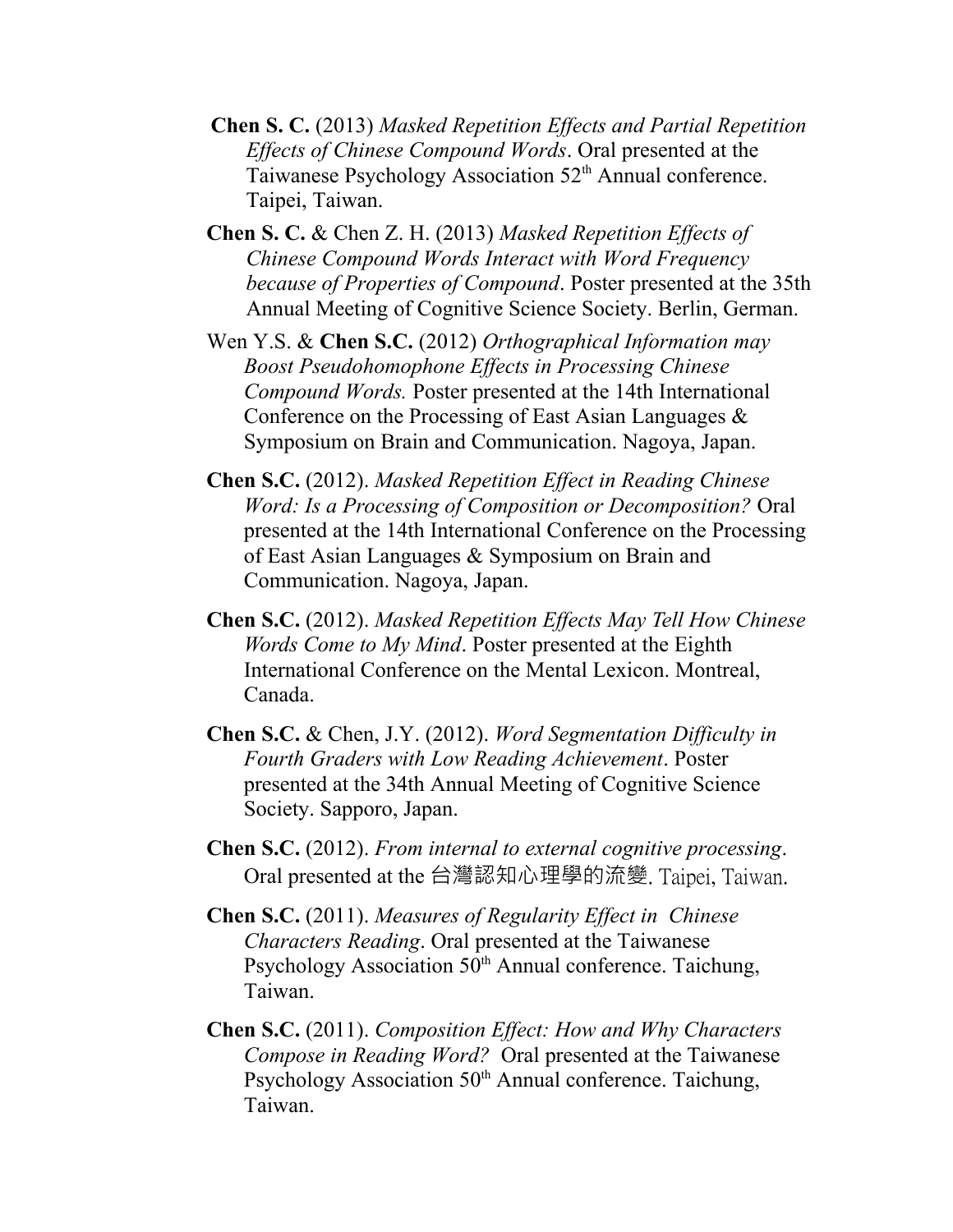**Chen S. C.** (2013) *Masked Repetition Effects and Partial Repetition Effects of Chinese Compound Words*. Oral presented at the Taiwanese Psychology Association 52th Annual conference. Taipei, Taiwan.

**Chen S. C.** & Chen Z. H. (2013) *Masked Repetition Effects of Chinese Compound Words Interact with Word Frequency because of Properties of Compound*. Poster presented at the 35th Annual Meeting of Cognitive Science Society. Berlin, German.

Wen Y.S. & **Chen S.C.** (2012) *Orthographical Information may Boost Pseudohomophone Effects in Processing Chinese Compound Words.* Poster presented at the 14th International Conference on the Processing of East Asian Languages & Symposium on Brain and Communication. Nagoya, Japan.

**Chen S.C.** (2012). *Masked Repetition Effect in Reading Chinese Word: Is a Processing of Composition or Decomposition?* Oral presented at the 14th International Conference on the Processing of East Asian Languages & Symposium on Brain and Communication. Nagoya, Japan.

**Chen S.C.** (2012). *Masked Repetition Effects May Tell How Chinese Words Come to My Mind*. Poster presented at the Eighth International Conference on the Mental Lexicon. Montreal, Canada.

**Chen S.C.** & Chen, J.Y. (2012). *Word Segmentation Difficulty in Fourth Graders with Low Reading Achievement*. Poster presented at the 34th Annual Meeting of Cognitive Science Society. Sapporo, Japan.

**Chen S.C.** (2012). *From internal to external cognitive processing*. Oral presented at the 台灣認知心理學的流變. Taipei, Taiwan.

**Chen S.C.** (2011). *Measures of Regularity Effect in Chinese Characters Reading*. Oral presented at the Taiwanese Psychology Association 50th Annual conference. Taichung, Taiwan.

**Chen S.C.** (2011). *Composition Effect: How and Why Characters Compose in Reading Word?* Oral presented at the Taiwanese Psychology Association 50th Annual conference. Taichung, Taiwan.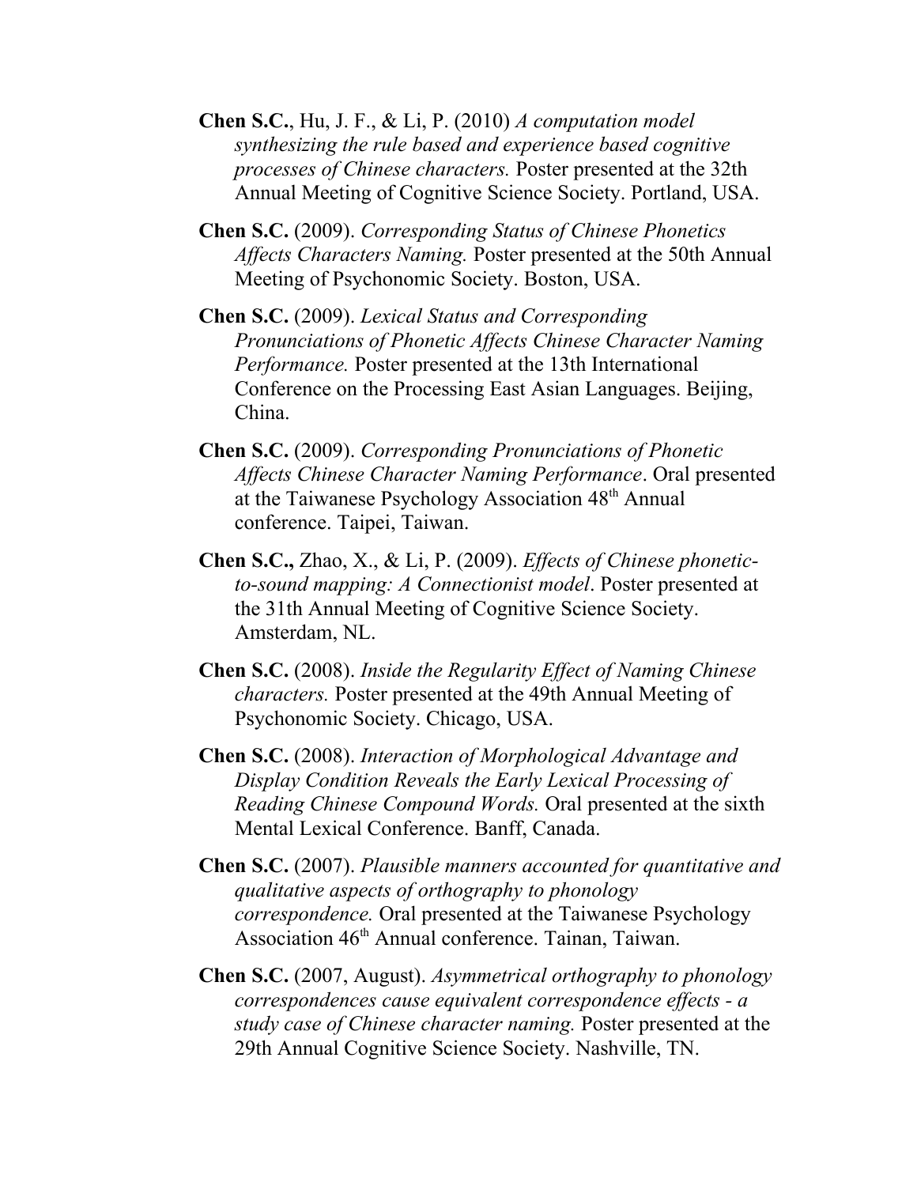**Chen S.C.**, Hu, J. F., & Li, P. (2010) *A computation model synthesizing the rule based and experience based cognitive processes of Chinese characters.* Poster presented at the 32th Annual Meeting of Cognitive Science Society. Portland, USA.

**Chen S.C.** (2009). *Corresponding Status of Chinese Phonetics Affects Characters Naming.* Poster presented at the 50th Annual Meeting of Psychonomic Society. Boston, USA.

**Chen S.C.** (2009). *Lexical Status and Corresponding Pronunciations of Phonetic Affects Chinese Character Naming Performance.* Poster presented at the 13th International Conference on the Processing East Asian Languages. Beijing, China.

**Chen S.C.** (2009). *Corresponding Pronunciations of Phonetic Affects Chinese Character Naming Performance*. Oral presented at the Taiwanese Psychology Association 48th Annual conference. Taipei, Taiwan.

**Chen S.C.,** Zhao, X., & Li, P. (2009). *Effects of Chinese phonetic-to-sound mapping: A Connectionist model*. Poster presented at the 31th Annual Meeting of Cognitive Science Society. Amsterdam, NL.

**Chen S.C.** (2008). *Inside the Regularity Effect of Naming Chinese characters.* Poster presented at the 49th Annual Meeting of Psychonomic Society. Chicago, USA.

**Chen S.C.** (2008). *Interaction of Morphological Advantage and Display Condition Reveals the Early Lexical Processing of Reading Chinese Compound Words.* Oral presented at the sixth Mental Lexical Conference. Banff, Canada.

**Chen S.C.** (2007). *Plausible manners accounted for quantitative and qualitative aspects of orthography to phonology correspondence.* Oral presented at the Taiwanese Psychology Association 46th Annual conference. Tainan, Taiwan.

**Chen S.C.** (2007, August). *Asymmetrical orthography to phonology correspondences cause equivalent correspondence effects - a study case of Chinese character naming.* Poster presented at the 29th Annual Cognitive Science Society. Nashville, TN.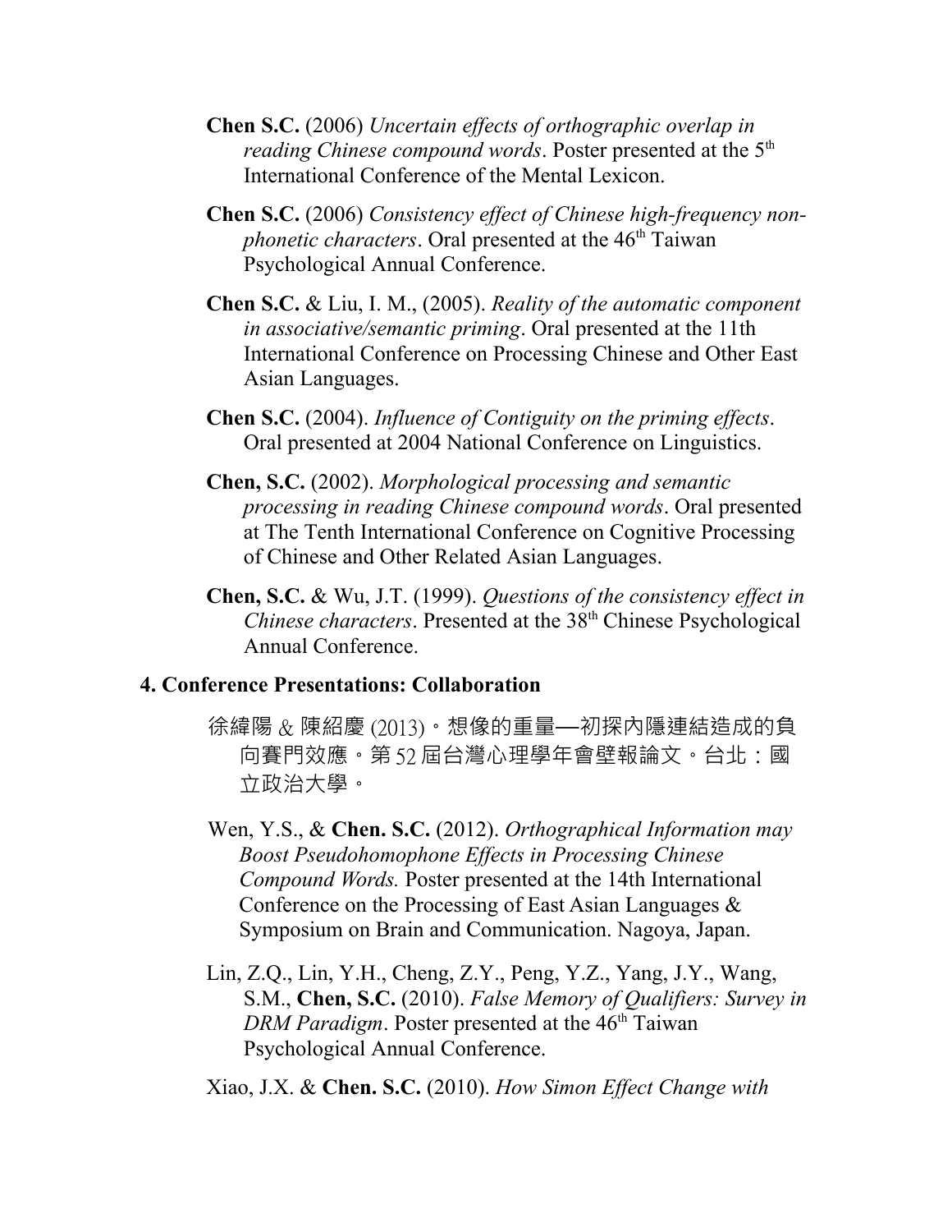**Chen S.C.** (2006) *Uncertain effects of orthographic overlap in reading Chinese compound words*. Poster presented at the 5th International Conference of the Mental Lexicon.

**Chen S.C.** (2006) *Consistency effect of Chinese high-frequency non-phonetic characters*. Oral presented at the 46th Taiwan Psychological Annual Conference.

**Chen S.C.** & Liu, I. M., (2005). *Reality of the automatic component in associative/semantic priming*. Oral presented at the 11th International Conference on Processing Chinese and Other East Asian Languages.

**Chen S.C.** (2004). *Influence of Contiguity on the priming effects*. Oral presented at 2004 National Conference on Linguistics.

**Chen, S.C.** (2002). *Morphological processing and semantic processing in reading Chinese compound words*. Oral presented at The Tenth International Conference on Cognitive Processing of Chinese and Other Related Asian Languages.

**Chen, S.C.** & Wu, J.T. (1999). *Questions of the consistency effect in Chinese characters*. Presented at the 38th Chinese Psychological Annual Conference.

### 4. Conference Presentations: Collaboration

徐緯陽 & 陳紹慶 (2013)。想像的重量—初探內隱連結造成的負向賽門效應。第 52 屆台灣心理學年會壁報論文。台北：國立政治大學。

Wen, Y.S., & **Chen. S.C.** (2012). *Orthographical Information may Boost Pseudohomophone Effects in Processing Chinese Compound Words.* Poster presented at the 14th International Conference on the Processing of East Asian Languages & Symposium on Brain and Communication. Nagoya, Japan.

Lin, Z.Q., Lin, Y.H., Cheng, Z.Y., Peng, Y.Z., Yang, J.Y., Wang, S.M., **Chen, S.C.** (2010). *False Memory of Qualifiers: Survey in DRM Paradigm*. Poster presented at the 46th Taiwan Psychological Annual Conference.

Xiao, J.X. & **Chen. S.C.** (2010). *How Simon Effect Change with*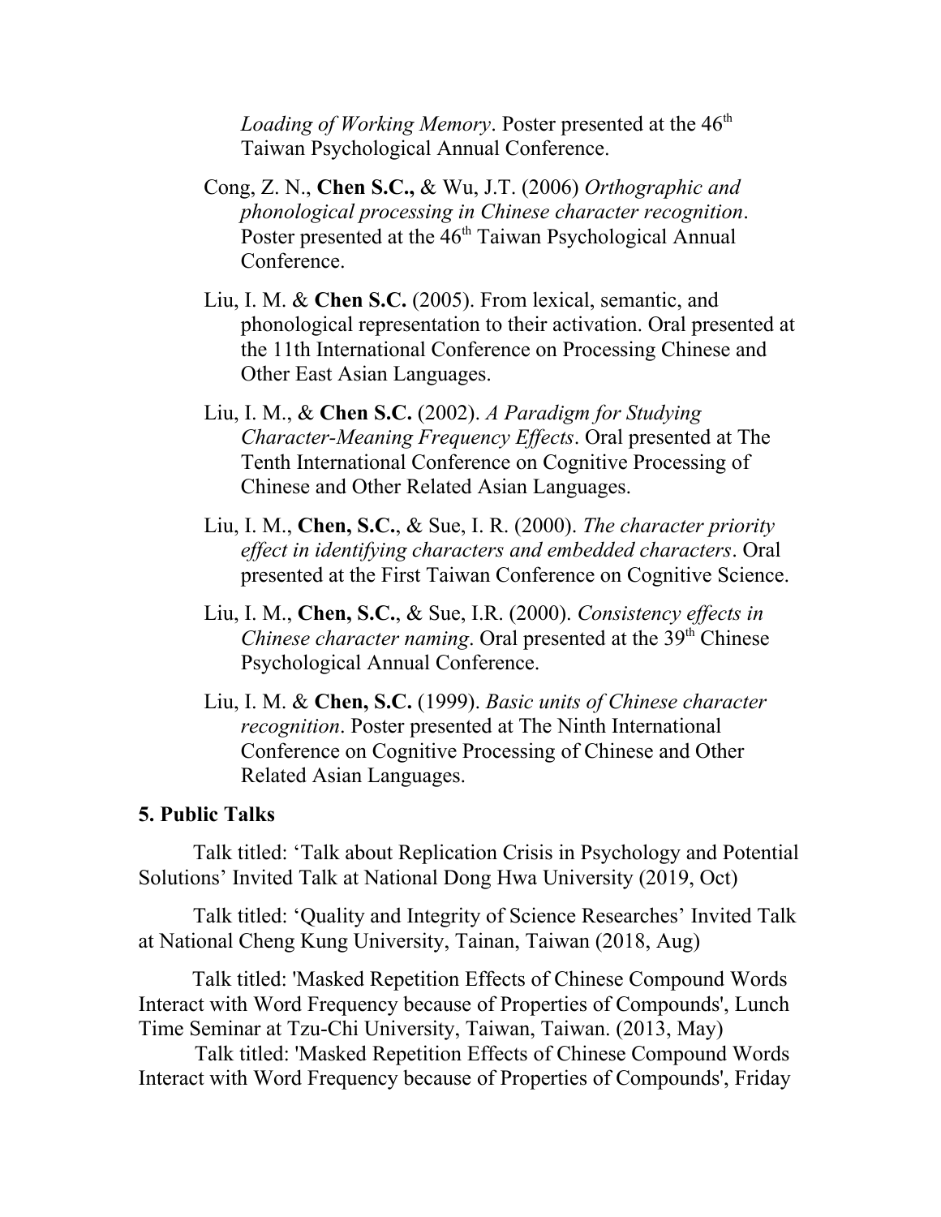*Loading of Working Memory*. Poster presented at the 46th Taiwan Psychological Annual Conference.

Cong, Z. N., **Chen S.C.,** & Wu, J.T. (2006) *Orthographic and phonological processing in Chinese character recognition*. Poster presented at the 46th Taiwan Psychological Annual Conference.

Liu, I. M. & **Chen S.C.** (2005). From lexical, semantic, and phonological representation to their activation. Oral presented at the 11th International Conference on Processing Chinese and Other East Asian Languages.

Liu, I. M., & **Chen S.C.** (2002). *A Paradigm for Studying Character-Meaning Frequency Effects*. Oral presented at The Tenth International Conference on Cognitive Processing of Chinese and Other Related Asian Languages.

Liu, I. M., **Chen, S.C.**, & Sue, I. R. (2000). *The character priority effect in identifying characters and embedded characters*. Oral presented at the First Taiwan Conference on Cognitive Science.

Liu, I. M., **Chen, S.C.**, & Sue, I.R. (2000). *Consistency effects in Chinese character naming*. Oral presented at the 39th Chinese Psychological Annual Conference.

Liu, I. M. & **Chen, S.C.** (1999). *Basic units of Chinese character recognition*. Poster presented at The Ninth International Conference on Cognitive Processing of Chinese and Other Related Asian Languages.

## 5. Public Talks

Talk titled: 'Talk about Replication Crisis in Psychology and Potential Solutions' Invited Talk at National Dong Hwa University (2019, Oct)

Talk titled: 'Quality and Integrity of Science Researches' Invited Talk at National Cheng Kung University, Tainan, Taiwan (2018, Aug)

Talk titled: 'Masked Repetition Effects of Chinese Compound Words Interact with Word Frequency because of Properties of Compounds', Lunch Time Seminar at Tzu-Chi University, Taiwan, Taiwan. (2013, May)

Talk titled: 'Masked Repetition Effects of Chinese Compound Words Interact with Word Frequency because of Properties of Compounds', Friday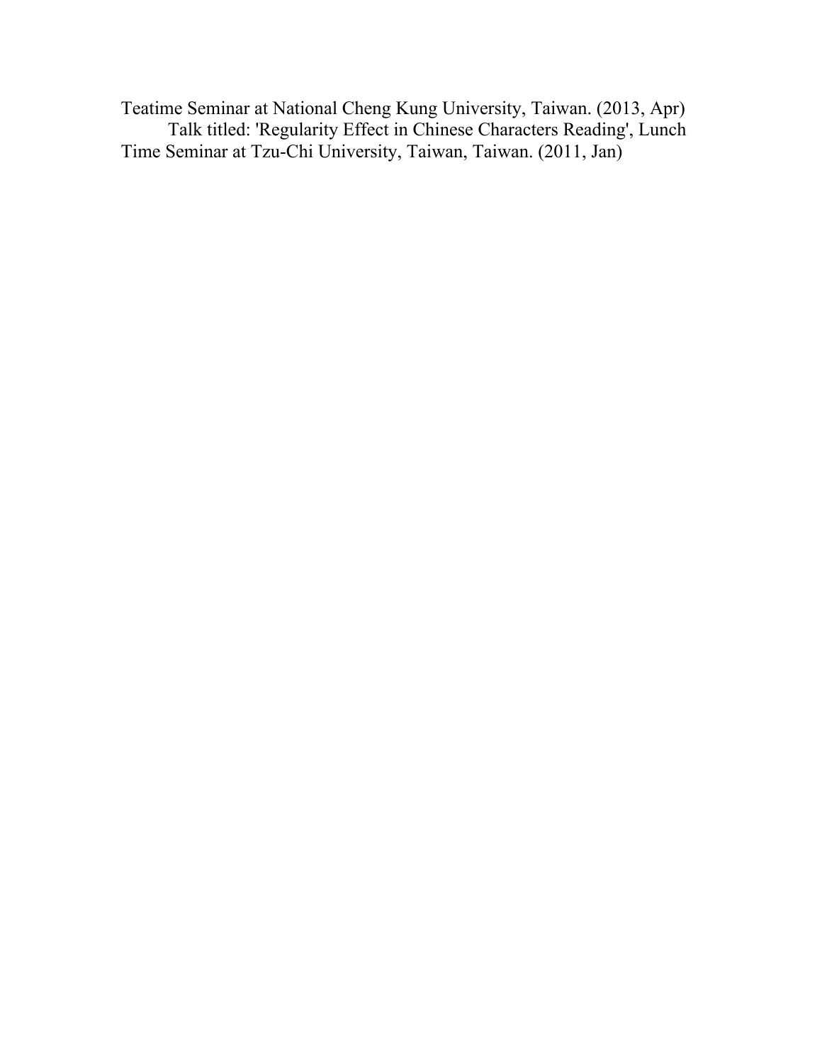Teatime Seminar at National Cheng Kung University, Taiwan. (2013, Apr)

Talk titled: 'Regularity Effect in Chinese Characters Reading', Lunch Time Seminar at Tzu-Chi University, Taiwan, Taiwan. (2011, Jan)